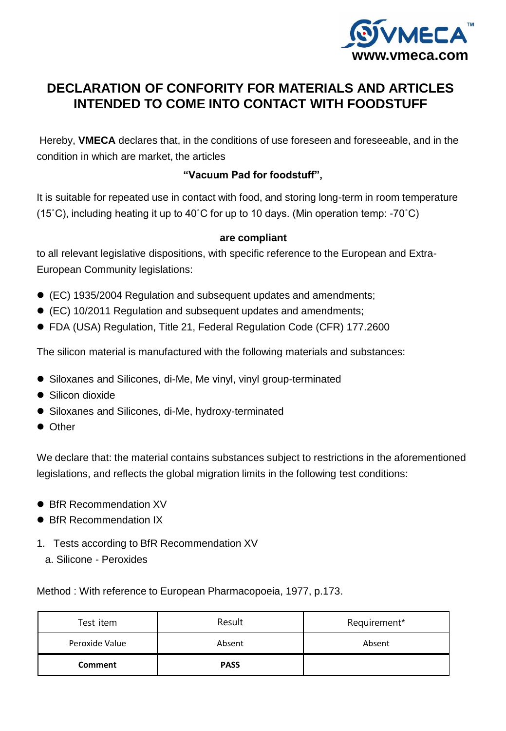# DECLARATION OF CONFORITY FOR MATERIALS AND ARTICLES INTENDED TO COME INTO CONTACT WITH FOODSTUFF

Hereby, **VMECA** declares that, in the conditions of use foreseen and foreseeable, and in the condition in which are market, the articles

**"Vacuum Pad for foodstuff",**

It is suitable for repeated use in contact with food, and storing long-term in room temperature (15˚C), including heating it up to 40˚C for up to 10 days. (Min operation temp: -70˚C)

**are compliant**

to all relevant legislative dispositions, with specific reference to the European and Extra-European Community legislations:

- (EC) 1935/2004 Regulation and subsequent updates and amendments;
- (EC) 10/2011 Regulation and subsequent updates and amendments;
- FDA (USA) Regulation, Title 21, Federal Regulation Code (CFR) 177.2600

The silicon material is manufactured with the following materials and substances:

- Siloxanes and Silicones, di-Me, Me vinyl, vinyl group-terminated
- Silicon dioxide
- Siloxanes and Silicones, di-Me, hydroxy-terminated
- Other

We declare that: the material contains substances subject to restrictions in the aforementioned legislations, and reflects the global migration limits in the following test conditions:

- BfR Recommendation XV
- BfR Recommendation IX

1. Tests according to BfR Recommendation XV
   a. Silicone - Peroxides

Method : With reference to European Pharmacopoeia, 1977, p.173.

| Test item | Result | Requirement* |
|---|---|---|
| Peroxide Value | Absent | Absent |
| **Comment** | **PASS** | |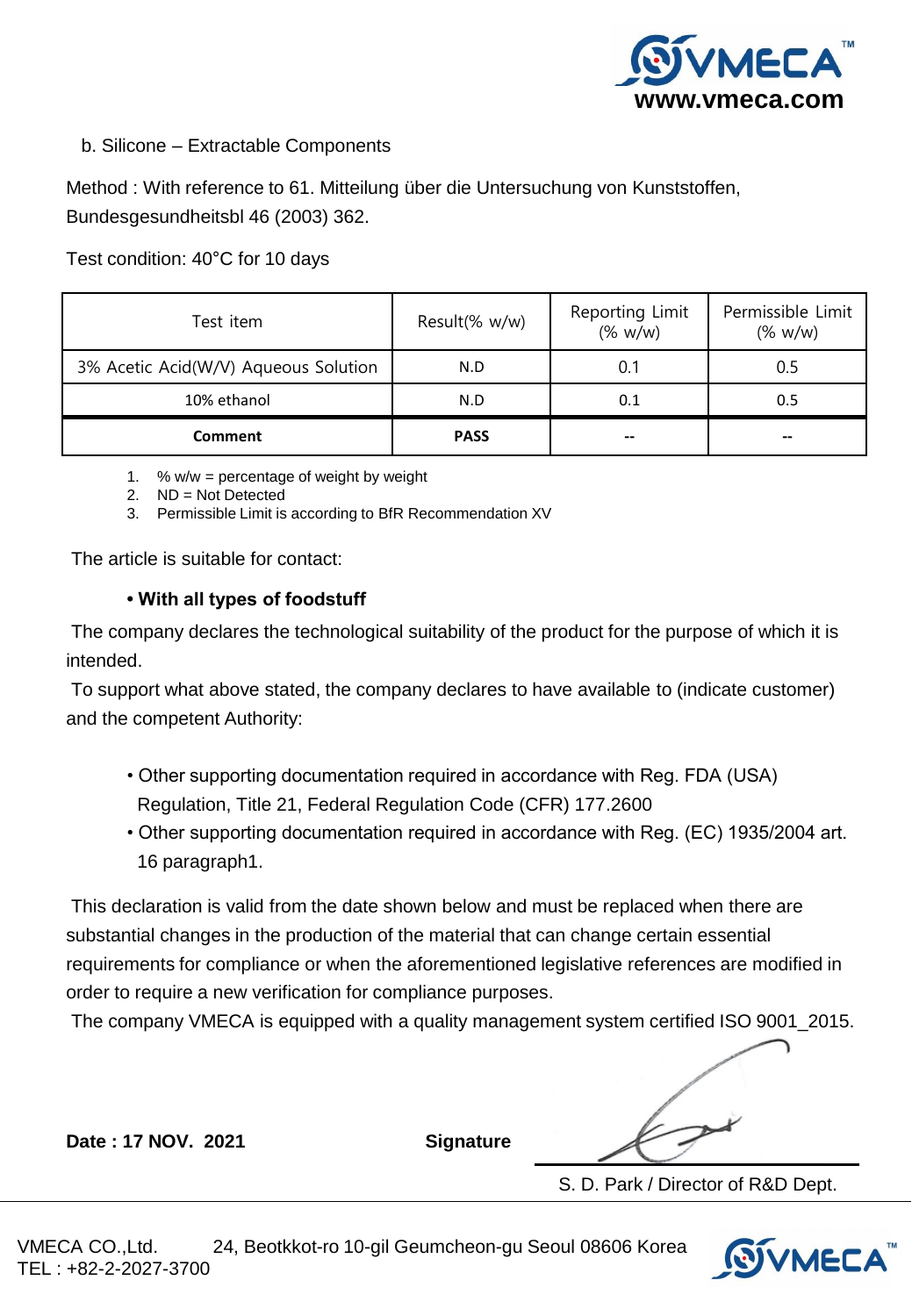b. Silicone – Extractable Components

Method : With reference to 61. Mitteilung über die Untersuchung von Kunststoffen, Bundesgesundheitsbl 46 (2003) 362.

Test condition: 40°C for 10 days

| Test item | Result(% w/w) | Reporting Limit (% w/w) | Permissible Limit (% w/w) |
|---|---|---|---|
| 3% Acetic Acid(W/V) Aqueous Solution | N.D | 0.1 | 0.5 |
| 10% ethanol | N.D | 0.1 | 0.5 |
| **Comment** | **PASS** | -- | -- |

1. % w/w = percentage of weight by weight
2. ND = Not Detected
3. Permissible Limit is according to BfR Recommendation XV

The article is suitable for contact:

- **With all types of foodstuff**

The company declares the technological suitability of the product for the purpose of which it is intended.

To support what above stated, the company declares to have available to (indicate customer) and the competent Authority:

- Other supporting documentation required in accordance with Reg. FDA (USA) Regulation, Title 21, Federal Regulation Code (CFR) 177.2600
- Other supporting documentation required in accordance with Reg. (EC) 1935/2004 art. 16 paragraph1.

This declaration is valid from the date shown below and must be replaced when there are substantial changes in the production of the material that can change certain essential requirements for compliance or when the aforementioned legislative references are modified in order to require a new verification for compliance purposes.

The company VMECA is equipped with a quality management system certified ISO 9001_2015.

**Date : 17 NOV. 2021** **Signature**

S. D. Park / Director of R&D Dept.

VMECA CO.,Ltd. 24, Beotkkot-ro 10-gil Geumcheon-gu Seoul 08606 Korea
TEL : +82-2-2027-3700